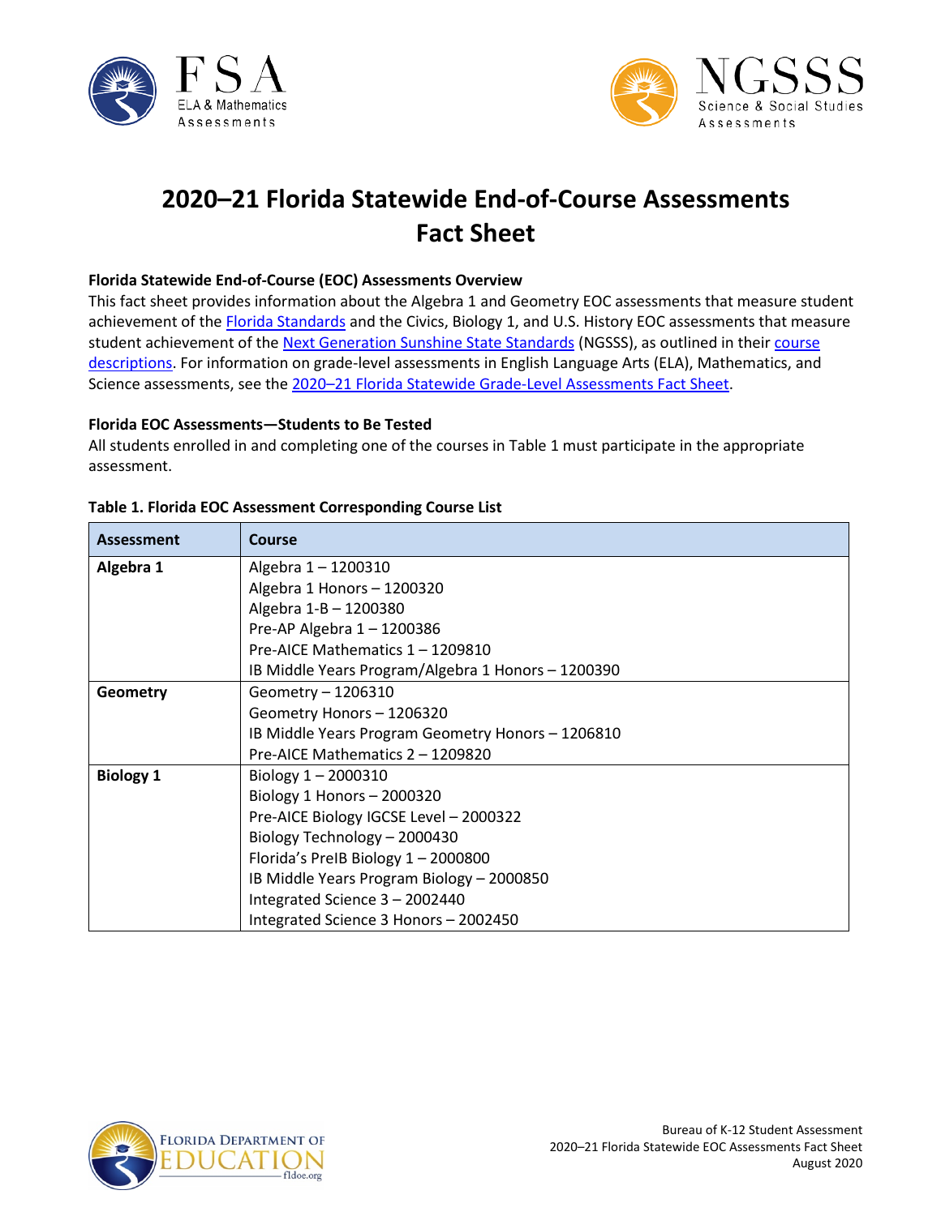# 2020–21 Florida Statewide End-of-Course Assessments Fact Sheet

**Florida Statewide End-of-Course (EOC) Assessments Overview**

This fact sheet provides information about the Algebra 1 and Geometry EOC assessments that measure student achievement of the Florida Standards and the Civics, Biology 1, and U.S. History EOC assessments that measure student achievement of the Next Generation Sunshine State Standards (NGSSS), as outlined in their course descriptions. For information on grade-level assessments in English Language Arts (ELA), Mathematics, and Science assessments, see the 2020–21 Florida Statewide Grade-Level Assessments Fact Sheet.

**Florida EOC Assessments—Students to Be Tested**

All students enrolled in and completing one of the courses in Table 1 must participate in the appropriate assessment.

**Table 1. Florida EOC Assessment Corresponding Course List**

| Assessment | Course |
|---|---|
| **Algebra 1** | Algebra 1 – 1200310<br>Algebra 1 Honors – 1200320<br>Algebra 1-B – 1200380<br>Pre-AP Algebra 1 – 1200386<br>Pre-AICE Mathematics 1 – 1209810<br>IB Middle Years Program/Algebra 1 Honors – 1200390 |
| **Geometry** | Geometry – 1206310<br>Geometry Honors – 1206320<br>IB Middle Years Program Geometry Honors – 1206810<br>Pre-AICE Mathematics 2 – 1209820 |
| **Biology 1** | Biology 1 – 2000310<br>Biology 1 Honors – 2000320<br>Pre-AICE Biology IGCSE Level – 2000322<br>Biology Technology – 2000430<br>Florida's PreIB Biology 1 – 2000800<br>IB Middle Years Program Biology – 2000850<br>Integrated Science 3 – 2002440<br>Integrated Science 3 Honors – 2002450 |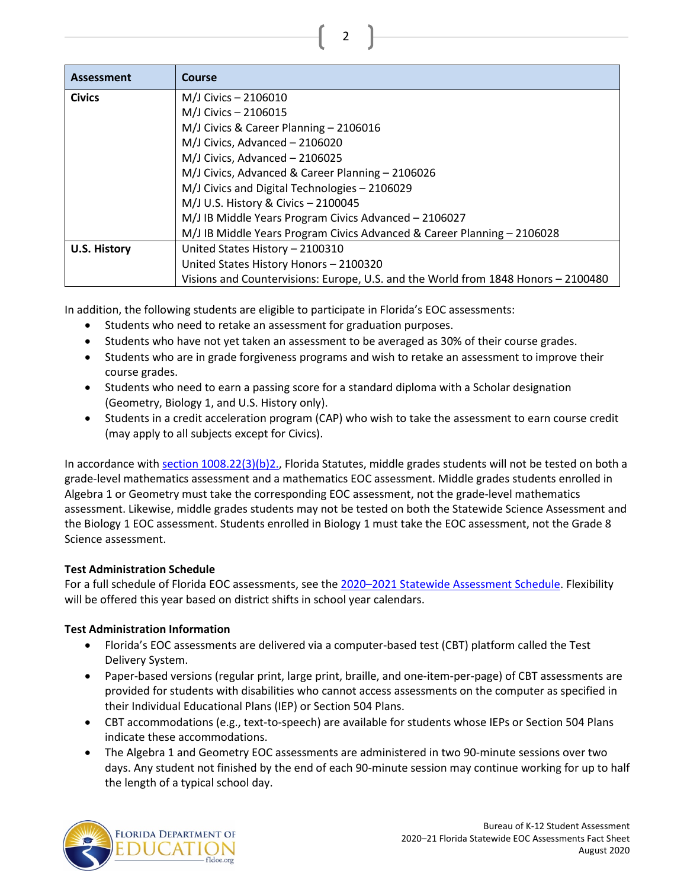| Assessment | Course |
|---|---|
| **Civics** | M/J Civics – 2106010<br>M/J Civics – 2106015<br>M/J Civics & Career Planning – 2106016<br>M/J Civics, Advanced – 2106020<br>M/J Civics, Advanced – 2106025<br>M/J Civics, Advanced & Career Planning – 2106026<br>M/J Civics and Digital Technologies – 2106029<br>M/J U.S. History & Civics – 2100045<br>M/J IB Middle Years Program Civics Advanced – 2106027<br>M/J IB Middle Years Program Civics Advanced & Career Planning – 2106028 |
| **U.S. History** | United States History – 2100310<br>United States History Honors – 2100320<br>Visions and Countervisions: Europe, U.S. and the World from 1848 Honors – 2100480 |

In addition, the following students are eligible to participate in Florida's EOC assessments:

- Students who need to retake an assessment for graduation purposes.
- Students who have not yet taken an assessment to be averaged as 30% of their course grades.
- Students who are in grade forgiveness programs and wish to retake an assessment to improve their course grades.
- Students who need to earn a passing score for a standard diploma with a Scholar designation (Geometry, Biology 1, and U.S. History only).
- Students in a credit acceleration program (CAP) who wish to take the assessment to earn course credit (may apply to all subjects except for Civics).

In accordance with section 1008.22(3)(b)2., Florida Statutes, middle grades students will not be tested on both a grade-level mathematics assessment and a mathematics EOC assessment. Middle grades students enrolled in Algebra 1 or Geometry must take the corresponding EOC assessment, not the grade-level mathematics assessment. Likewise, middle grades students may not be tested on both the Statewide Science Assessment and the Biology 1 EOC assessment. Students enrolled in Biology 1 must take the EOC assessment, not the Grade 8 Science assessment.

**Test Administration Schedule**

For a full schedule of Florida EOC assessments, see the 2020–2021 Statewide Assessment Schedule. Flexibility will be offered this year based on district shifts in school year calendars.

**Test Administration Information**

- Florida's EOC assessments are delivered via a computer-based test (CBT) platform called the Test Delivery System.
- Paper-based versions (regular print, large print, braille, and one-item-per-page) of CBT assessments are provided for students with disabilities who cannot access assessments on the computer as specified in their Individual Educational Plans (IEP) or Section 504 Plans.
- CBT accommodations (e.g., text-to-speech) are available for students whose IEPs or Section 504 Plans indicate these accommodations.
- The Algebra 1 and Geometry EOC assessments are administered in two 90-minute sessions over two days. Any student not finished by the end of each 90-minute session may continue working for up to half the length of a typical school day.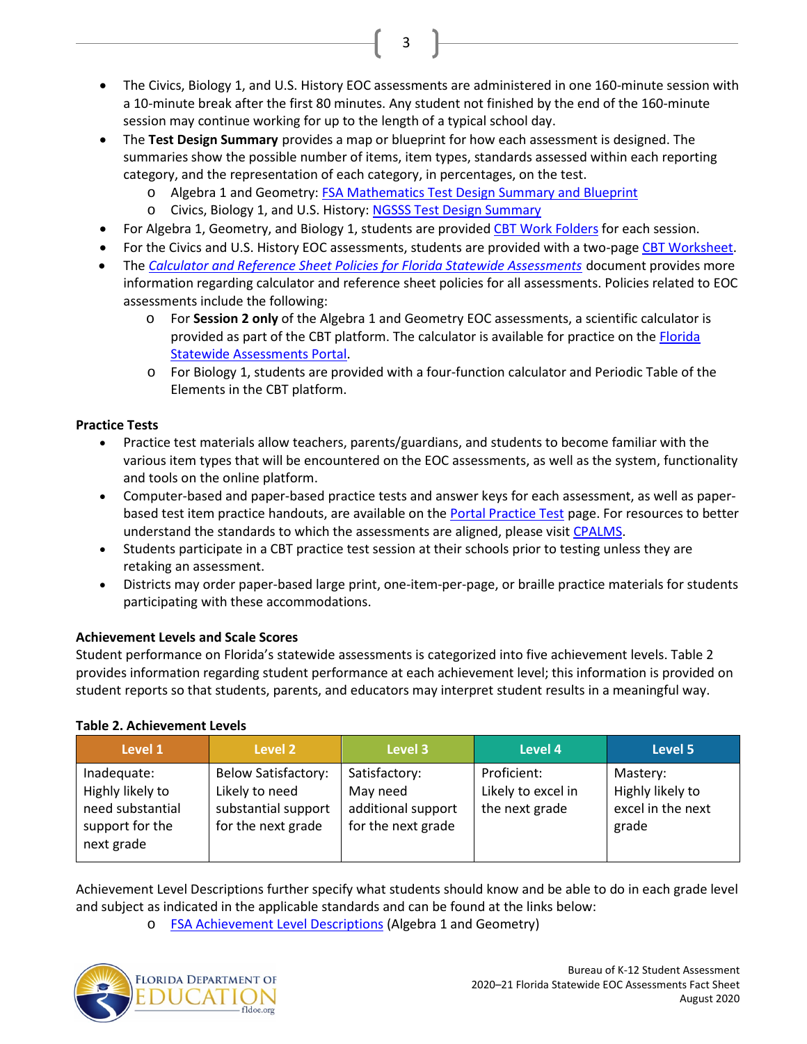- The Civics, Biology 1, and U.S. History EOC assessments are administered in one 160-minute session with a 10-minute break after the first 80 minutes. Any student not finished by the end of the 160-minute session may continue working for up to the length of a typical school day.
- The **Test Design Summary** provides a map or blueprint for how each assessment is designed. The summaries show the possible number of items, item types, standards assessed within each reporting category, and the representation of each category, in percentages, on the test.
    - Algebra 1 and Geometry: FSA Mathematics Test Design Summary and Blueprint
    - Civics, Biology 1, and U.S. History: NGSSS Test Design Summary
- For Algebra 1, Geometry, and Biology 1, students are provided CBT Work Folders for each session.
- For the Civics and U.S. History EOC assessments, students are provided with a two-page CBT Worksheet.
- The *Calculator and Reference Sheet Policies for Florida Statewide Assessments* document provides more information regarding calculator and reference sheet policies for all assessments. Policies related to EOC assessments include the following:
    - For **Session 2 only** of the Algebra 1 and Geometry EOC assessments, a scientific calculator is provided as part of the CBT platform. The calculator is available for practice on the Florida Statewide Assessments Portal.
    - For Biology 1, students are provided with a four-function calculator and Periodic Table of the Elements in the CBT platform.

**Practice Tests**

- Practice test materials allow teachers, parents/guardians, and students to become familiar with the various item types that will be encountered on the EOC assessments, as well as the system, functionality and tools on the online platform.
- Computer-based and paper-based practice tests and answer keys for each assessment, as well as paper-based test item practice handouts, are available on the Portal Practice Test page. For resources to better understand the standards to which the assessments are aligned, please visit CPALMS.
- Students participate in a CBT practice test session at their schools prior to testing unless they are retaking an assessment.
- Districts may order paper-based large print, one-item-per-page, or braille practice materials for students participating with these accommodations.

**Achievement Levels and Scale Scores**

Student performance on Florida's statewide assessments is categorized into five achievement levels. Table 2 provides information regarding student performance at each achievement level; this information is provided on student reports so that students, parents, and educators may interpret student results in a meaningful way.

**Table 2. Achievement Levels**

| Level 1 | Level 2 | Level 3 | Level 4 | Level 5 |
|---|---|---|---|---|
| Inadequate: Highly likely to need substantial support for the next grade | Below Satisfactory: Likely to need substantial support for the next grade | Satisfactory: May need additional support for the next grade | Proficient: Likely to excel in the next grade | Mastery: Highly likely to excel in the next grade |

Achievement Level Descriptions further specify what students should know and be able to do in each grade level and subject as indicated in the applicable standards and can be found at the links below:

- FSA Achievement Level Descriptions (Algebra 1 and Geometry)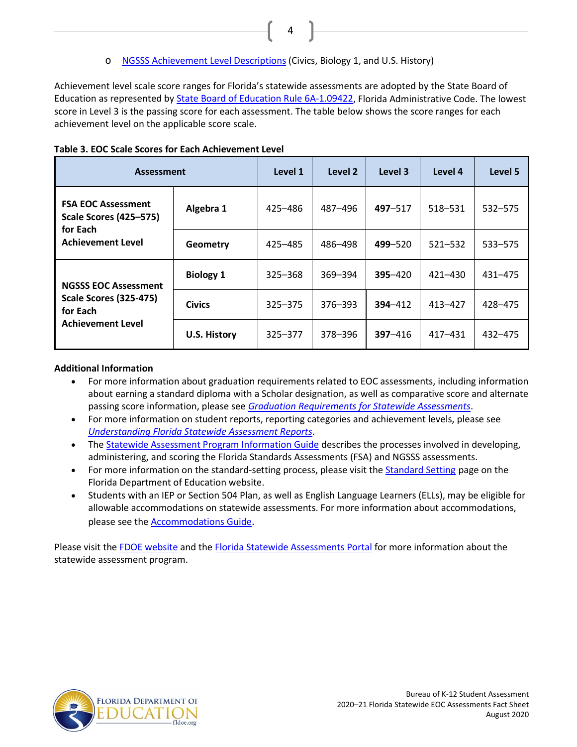- o [NGSSS Achievement Level Descriptions] (Civics, Biology 1, and U.S. History)

Achievement level scale score ranges for Florida's statewide assessments are adopted by the State Board of Education as represented by State Board of Education Rule 6A-1.09422, Florida Administrative Code. The lowest score in Level 3 is the passing score for each assessment. The table below shows the score ranges for each achievement level on the applicable score scale.

**Table 3. EOC Scale Scores for Each Achievement Level**

| Assessment | | Level 1 | Level 2 | Level 3 | Level 4 | Level 5 |
|---|---|---|---|---|---|---|
| **FSA EOC Assessment Scale Scores (425–575) for Each Achievement Level** | **Algebra 1** | 425–486 | 487–496 | **497**–517 | 518–531 | 532–575 |
| | **Geometry** | 425–485 | 486–498 | **499**–520 | 521–532 | 533–575 |
| **NGSSS EOC Assessment Scale Scores (325-475) for Each Achievement Level** | **Biology 1** | 325–368 | 369–394 | **395**–420 | 421–430 | 431–475 |
| | **Civics** | 325–375 | 376–393 | **394**–412 | 413–427 | 428–475 |
| | **U.S. History** | 325–377 | 378–396 | **397**–416 | 417–431 | 432–475 |

**Additional Information**

- For more information about graduation requirements related to EOC assessments, including information about earning a standard diploma with a Scholar designation, as well as comparative score and alternate passing score information, please see *Graduation Requirements for Statewide Assessments*.
- For more information on student reports, reporting categories and achievement levels, please see *Understanding Florida Statewide Assessment Reports*.
- The Statewide Assessment Program Information Guide describes the processes involved in developing, administering, and scoring the Florida Standards Assessments (FSA) and NGSSS assessments.
- For more information on the standard-setting process, please visit the Standard Setting page on the Florida Department of Education website.
- Students with an IEP or Section 504 Plan, as well as English Language Learners (ELLs), may be eligible for allowable accommodations on statewide assessments. For more information about accommodations, please see the Accommodations Guide.

Please visit the FDOE website and the Florida Statewide Assessments Portal for more information about the statewide assessment program.